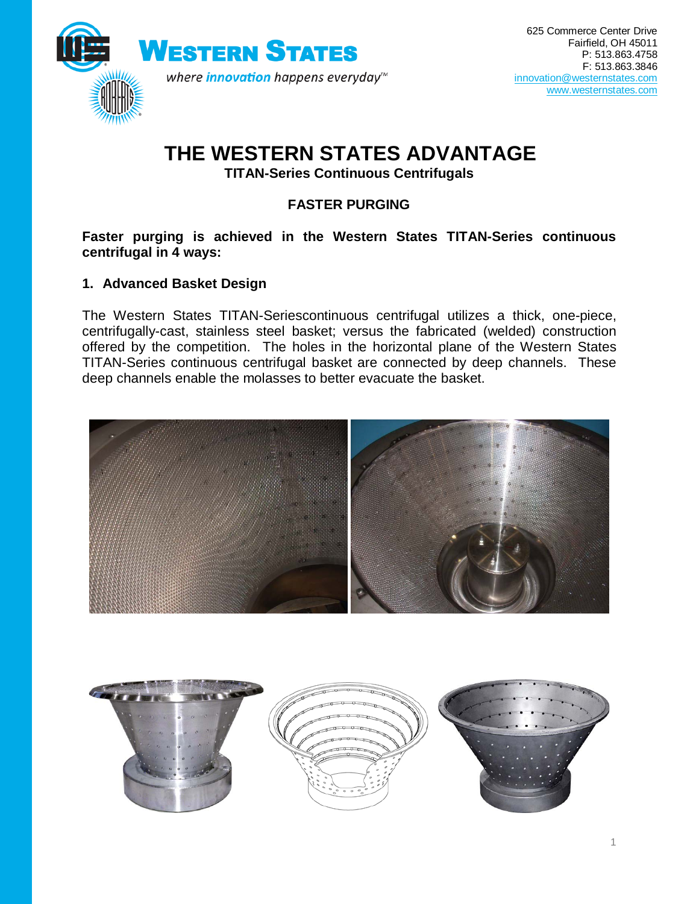625 Commerce Center Drive
Fairfield, OH 45011
P: 513.863.4758
F: 513.863.3846
innovation@westernstates.com
www.westernstates.com

**WESTERN STATES**

*where innovation happens everyday™*

# THE WESTERN STATES ADVANTAGE

**TITAN-Series Continuous Centrifugals**

## FASTER PURGING

**Faster purging is achieved in the Western States TITAN-Series continuous centrifugal in 4 ways:**

### 1. Advanced Basket Design

The Western States TITAN-Seriescontinuous centrifugal utilizes a thick, one-piece, centrifugally-cast, stainless steel basket; versus the fabricated (welded) construction offered by the competition. The holes in the horizontal plane of the Western States TITAN-Series continuous centrifugal basket are connected by deep channels. These deep channels enable the molasses to better evacuate the basket.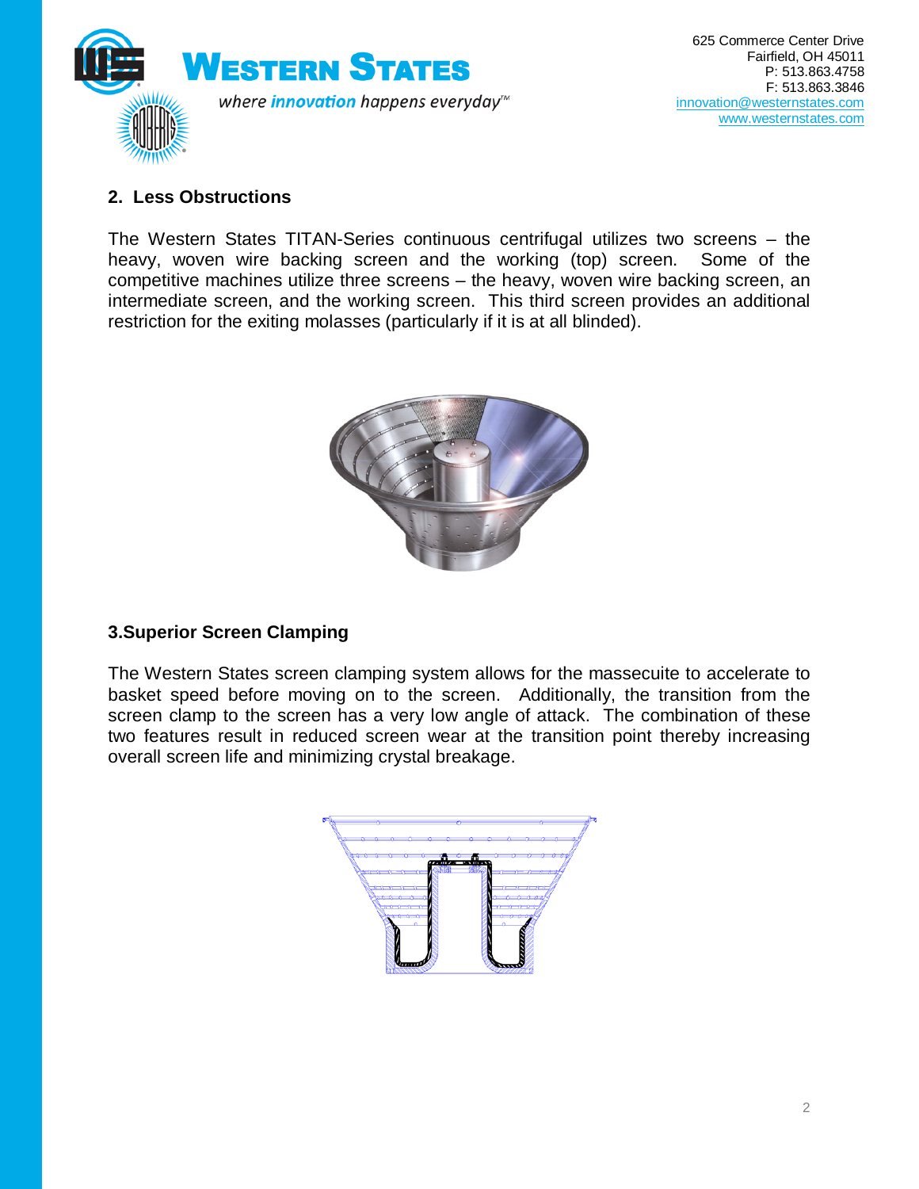## 2. Less Obstructions

The Western States TITAN-Series continuous centrifugal utilizes two screens – the heavy, woven wire backing screen and the working (top) screen. Some of the competitive machines utilize three screens – the heavy, woven wire backing screen, an intermediate screen, and the working screen. This third screen provides an additional restriction for the exiting molasses (particularly if it is at all blinded).

## 3. Superior Screen Clamping

The Western States screen clamping system allows for the massecuite to accelerate to basket speed before moving on to the screen. Additionally, the transition from the screen clamp to the screen has a very low angle of attack. The combination of these two features result in reduced screen wear at the transition point thereby increasing overall screen life and minimizing crystal breakage.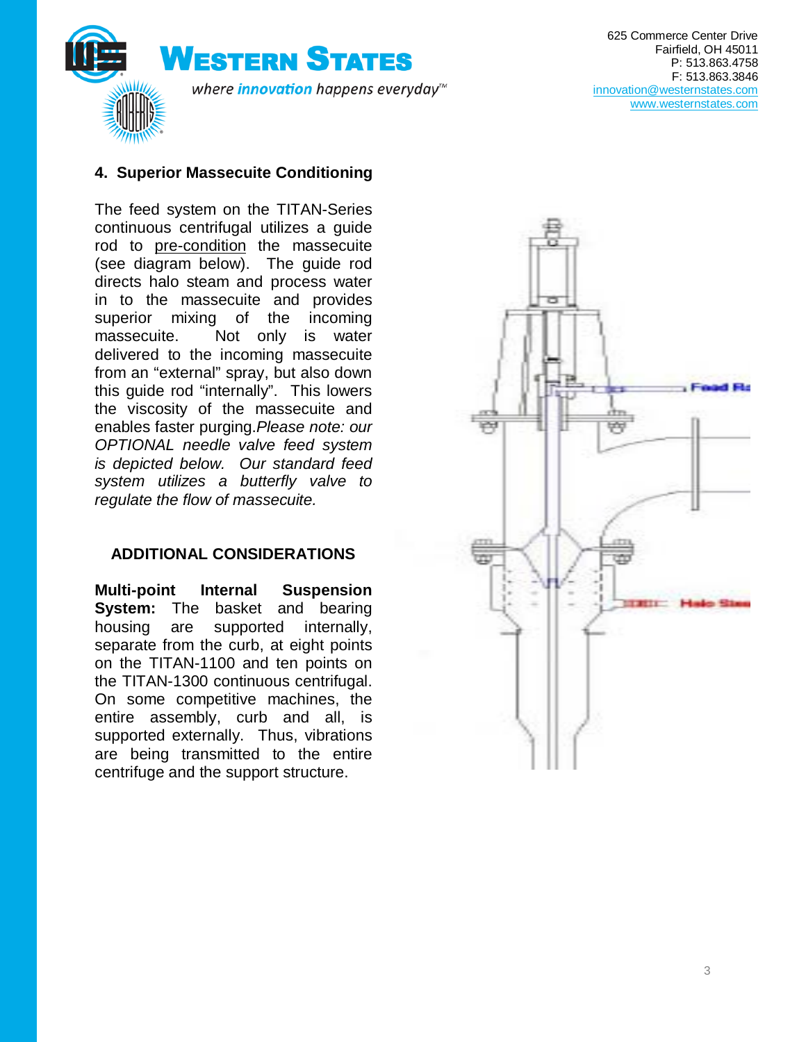## 4. Superior Massecuite Conditioning

The feed system on the TITAN-Series continuous centrifugal utilizes a guide rod to pre-condition the massecuite (see diagram below). The guide rod directs halo steam and process water in to the massecuite and provides superior mixing of the incoming massecuite. Not only is water delivered to the incoming massecuite from an "external" spray, but also down this guide rod "internally". This lowers the viscosity of the massecuite and enables faster purging.*Please note: our OPTIONAL needle valve feed system is depicted below. Our standard feed system utilizes a butterfly valve to regulate the flow of massecuite.*

### ADDITIONAL CONSIDERATIONS

**Multi-point Internal Suspension System:** The basket and bearing housing are supported internally, separate from the curb, at eight points on the TITAN-1100 and ten points on the TITAN-1300 continuous centrifugal. On some competitive machines, the entire assembly, curb and all, is supported externally. Thus, vibrations are being transmitted to the entire centrifuge and the support structure.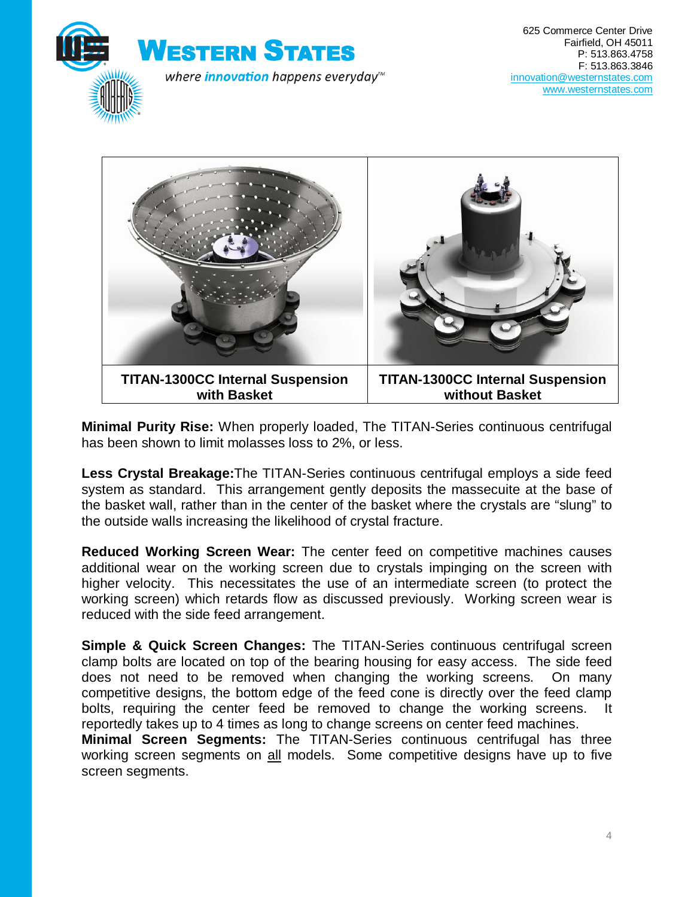**WESTERN STATES**

*where innovation happens everyday™*

625 Commerce Center Drive
Fairfield, OH 45011
P: 513.863.4758
F: 513.863.3846
innovation@westernstates.com
www.westernstates.com

| TITAN-1300CC Internal Suspension with Basket | TITAN-1300CC Internal Suspension without Basket |
|---|---|

**Minimal Purity Rise:** When properly loaded, The TITAN-Series continuous centrifugal has been shown to limit molasses loss to 2%, or less.

**Less Crystal Breakage:** The TITAN-Series continuous centrifugal employs a side feed system as standard. This arrangement gently deposits the massecuite at the base of the basket wall, rather than in the center of the basket where the crystals are "slung" to the outside walls increasing the likelihood of crystal fracture.

**Reduced Working Screen Wear:** The center feed on competitive machines causes additional wear on the working screen due to crystals impinging on the screen with higher velocity. This necessitates the use of an intermediate screen (to protect the working screen) which retards flow as discussed previously. Working screen wear is reduced with the side feed arrangement.

**Simple & Quick Screen Changes:** The TITAN-Series continuous centrifugal screen clamp bolts are located on top of the bearing housing for easy access. The side feed does not need to be removed when changing the working screens. On many competitive designs, the bottom edge of the feed cone is directly over the feed clamp bolts, requiring the center feed be removed to change the working screens. It reportedly takes up to 4 times as long to change screens on center feed machines.

**Minimal Screen Segments:** The TITAN-Series continuous centrifugal has three working screen segments on <u>all</u> models. Some competitive designs have up to five screen segments.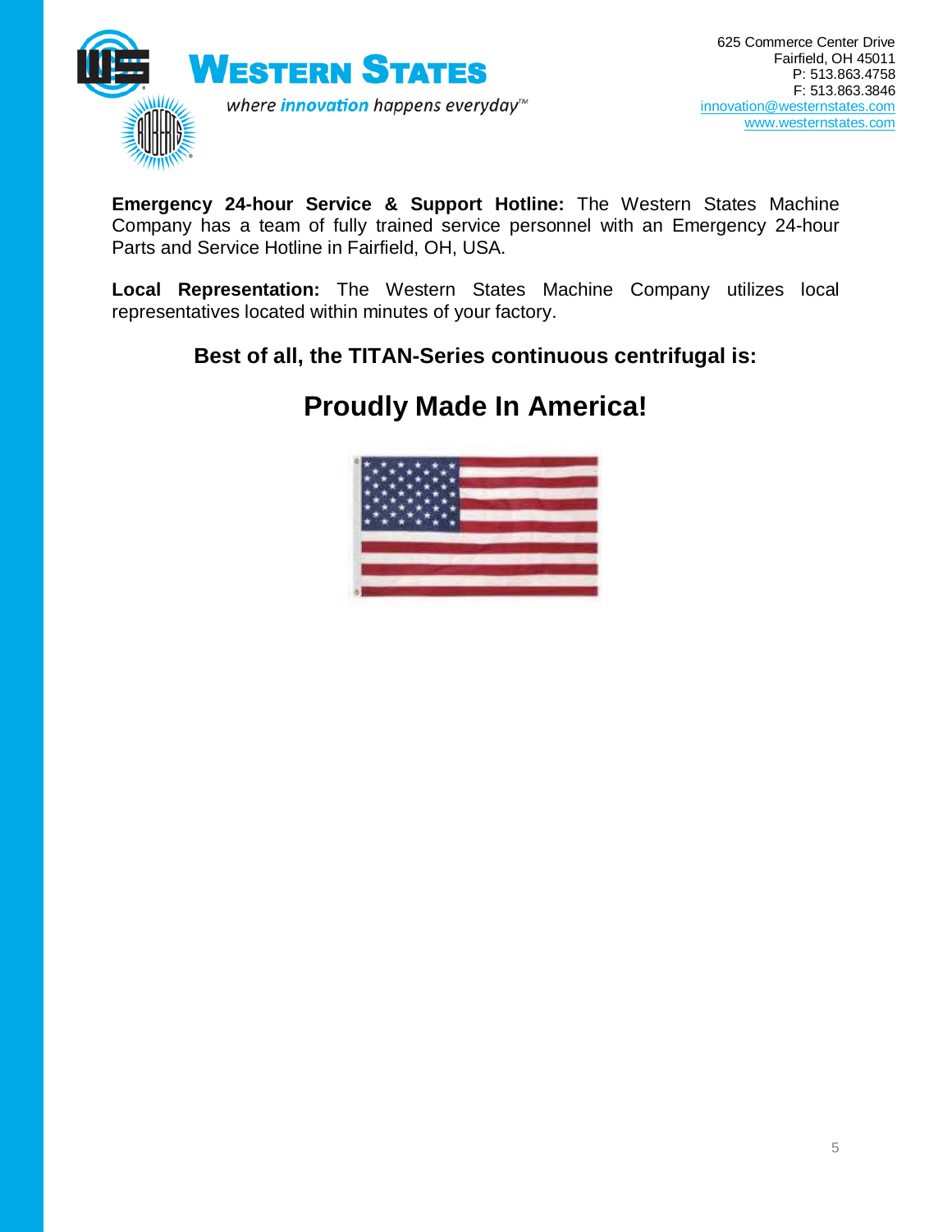625 Commerce Center Drive
Fairfield, OH 45011
P: 513.863.4758
F: 513.863.3846
innovation@westernstates.com
www.westernstates.com

**Emergency 24-hour Service & Support Hotline:** The Western States Machine Company has a team of fully trained service personnel with an Emergency 24-hour Parts and Service Hotline in Fairfield, OH, USA.

**Local Representation:** The Western States Machine Company utilizes local representatives located within minutes of your factory.

**Best of all, the TITAN-Series continuous centrifugal is:**

## Proudly Made In America!